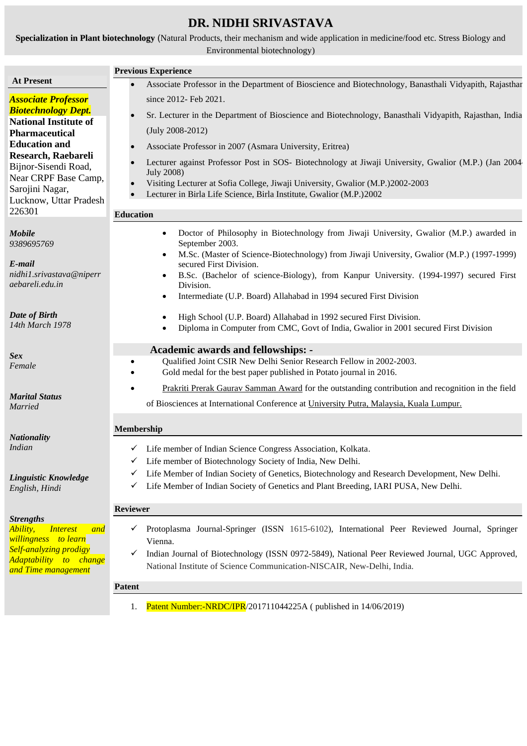# DR. NIDHI SRIVASTAVA

**Specialization in Plant biotechnology** (Natural Products, their mechanism and wide application in medicine/food etc. Stress Biology and Environmental biotechnology)

**At Present**

***Associate Professor Biotechnology Dept.***
**National Institute of Pharmaceutical Education and Research, Raebareli**
Bijnor-Sisendi Road, Near CRPF Base Camp, Sarojini Nagar, Lucknow, Uttar Pradesh 226301

***Mobile***
*9389695769*

***E-mail***
*nidhi1.srivastava@niperraebareli.edu.in*

***Date of Birth***
*14th March 1978*

***Sex***
*Female*

***Marital Status***
*Married*

***Nationality***
*Indian*

***Linguistic Knowledge***
*English, Hindi*

***Strengths***
*Ability, Interest and willingness to learn*
*Self-analyzing prodigy*
*Adaptability to change and Time management*

**Previous Experience**

- Associate Professor in the Department of Bioscience and Biotechnology, Banasthali Vidyapith, Rajasthan since 2012- Feb 2021.
- Sr. Lecturer in the Department of Bioscience and Biotechnology, Banasthali Vidyapith, Rajasthan, India (July 2008-2012)
- Associate Professor in 2007 (Asmara University, Eritrea)
- Lecturer against Professor Post in SOS- Biotechnology at Jiwaji University, Gwalior (M.P.) (Jan 2004-July 2008)
- Visiting Lecturer at Sofia College, Jiwaji University, Gwalior (M.P.)2002-2003
- Lecturer in Birla Life Science, Birla Institute, Gwalior (M.P.)2002

**Education**

- Doctor of Philosophy in Biotechnology from Jiwaji University, Gwalior (M.P.) awarded in September 2003.
- M.Sc. (Master of Science-Biotechnology) from Jiwaji University, Gwalior (M.P.) (1997-1999) secured First Division.
- B.Sc. (Bachelor of science-Biology), from Kanpur University. (1994-1997) secured First Division.
- Intermediate (U.P. Board) Allahabad in 1994 secured First Division
- High School (U.P. Board) Allahabad in 1992 secured First Division.
- Diploma in Computer from CMC, Govt of India, Gwalior in 2001 secured First Division

**Academic awards and fellowships: -**

- Qualified Joint CSIR New Delhi Senior Research Fellow in 2002-2003.
- Gold medal for the best paper published in Potato journal in 2016.
- Prakriti Prerak Gaurav Samman Award for the outstanding contribution and recognition in the field of Biosciences at International Conference at University Putra, Malaysia, Kuala Lumpur.

**Membership**

- ✓ Life member of Indian Science Congress Association, Kolkata.
- ✓ Life member of Biotechnology Society of India, New Delhi.
- ✓ Life Member of Indian Society of Genetics, Biotechnology and Research Development, New Delhi.
- ✓ Life Member of Indian Society of Genetics and Plant Breeding, IARI PUSA, New Delhi.

**Reviewer**

- ✓ Protoplasma Journal-Springer (ISSN 1615-6102), International Peer Reviewed Journal, Springer Vienna.
- ✓ Indian Journal of Biotechnology (ISSN 0972-5849), National Peer Reviewed Journal, UGC Approved, National Institute of Science Communication-NISCAIR, New-Delhi, India.

**Patent**

1. Patent Number:-NRDC/IPR/201711044225A ( published in 14/06/2019)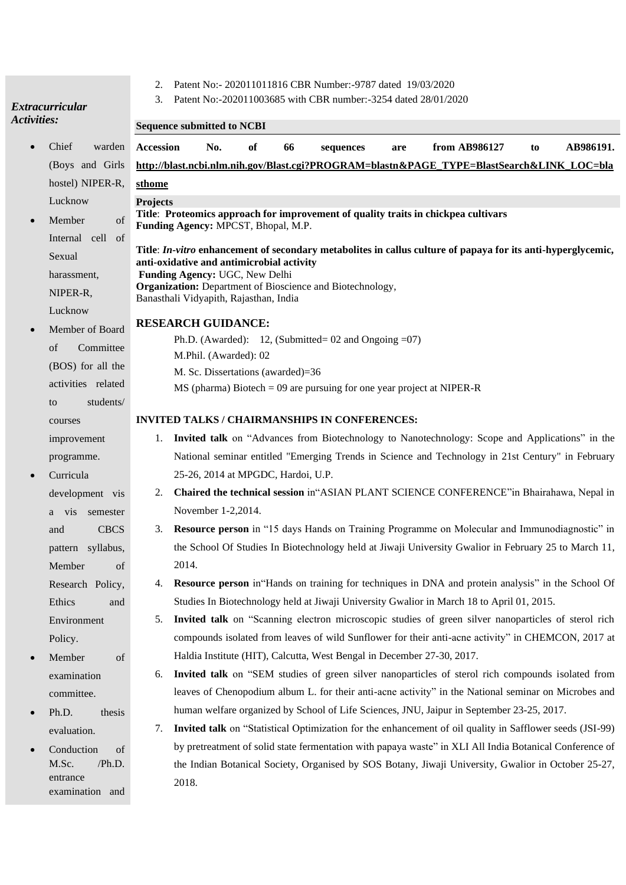## *Extracurricular Activities:*

- Chief warden (Boys and Girls hostel) NIPER-R, Lucknow
- Member of Internal cell of Sexual harassment, NIPER-R, Lucknow
- Member of Board of Committee (BOS) for all the activities related to students/ courses improvement programme.
- Curricula development vis a vis semester and CBCS pattern syllabus, Member of Research Policy, Ethics and Environment Policy.
- Member of examination committee.
- Ph.D. thesis evaluation.
- Conduction of M.Sc. /Ph.D. entrance examination and

2. Patent No:- 202011011816 CBR Number:-9787 dated 19/03/2020
3. Patent No:-202011003685 with CBR number:-3254 dated 28/01/2020

**Sequence submitted to NCBI**

**Accession No. of 66 sequences are from AB986127 to AB986191.** **http://blast.ncbi.nlm.nih.gov/Blast.cgi?PROGRAM=blastn&PAGE_TYPE=BlastSearch&LINK_LOC=blasthome**

**Projects**

**Title**: **Proteomics approach for improvement of quality traits in chickpea cultivars**
**Funding Agency:** MPCST, Bhopal, M.P.

**Title**: ***In-vitro*** **enhancement of secondary metabolites in callus culture of papaya for its anti-hyperglycemic, anti-oxidative and antimicrobial activity**
**Funding Agency:** UGC, New Delhi
**Organization:** Department of Bioscience and Biotechnology,
Banasthali Vidyapith, Rajasthan, India

## RESEARCH GUIDANCE:

Ph.D. (Awarded): 12, (Submitted= 02 and Ongoing =07)
M.Phil. (Awarded): 02
M. Sc. Dissertations (awarded)=36
MS (pharma) Biotech = 09 are pursuing for one year project at NIPER-R

## INVITED TALKS / CHAIRMANSHIPS IN CONFERENCES:

1. **Invited talk** on "Advances from Biotechnology to Nanotechnology: Scope and Applications" in the National seminar entitled "Emerging Trends in Science and Technology in 21st Century" in February 25-26, 2014 at MPGDC, Hardoi, U.P.
2. **Chaired the technical session** in"ASIAN PLANT SCIENCE CONFERENCE"in Bhairahawa, Nepal in November 1-2,2014.
3. **Resource person** in "15 days Hands on Training Programme on Molecular and Immunodiagnostic" in the School Of Studies In Biotechnology held at Jiwaji University Gwalior in February 25 to March 11, 2014.
4. **Resource person** in"Hands on training for techniques in DNA and protein analysis" in the School Of Studies In Biotechnology held at Jiwaji University Gwalior in March 18 to April 01, 2015.
5. **Invited talk** on "Scanning electron microscopic studies of green silver nanoparticles of sterol rich compounds isolated from leaves of wild Sunflower for their anti-acne activity" in CHEMCON, 2017 at Haldia Institute (HIT), Calcutta, West Bengal in December 27-30, 2017.
6. **Invited talk** on "SEM studies of green silver nanoparticles of sterol rich compounds isolated from leaves of Chenopodium album L. for their anti-acne activity" in the National seminar on Microbes and human welfare organized by School of Life Sciences, JNU, Jaipur in September 23-25, 2017.
7. **Invited talk** on "Statistical Optimization for the enhancement of oil quality in Safflower seeds (JSI-99) by pretreatment of solid state fermentation with papaya waste" in XLI All India Botanical Conference of the Indian Botanical Society, Organised by SOS Botany, Jiwaji University, Gwalior in October 25-27, 2018.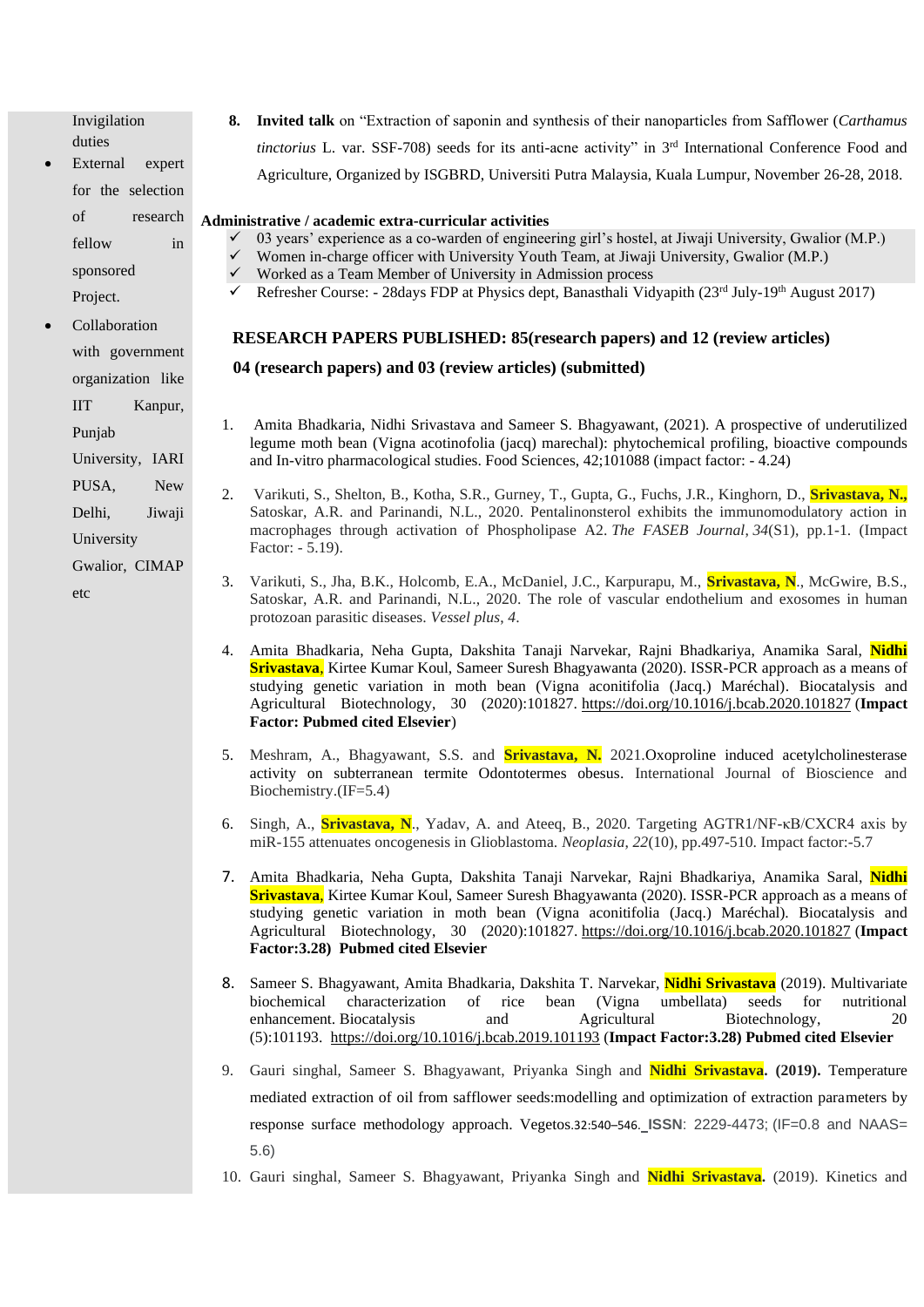Invigilation duties

- External expert for the selection of research fellow in sponsored Project.
- Collaboration with government organization like IIT Kanpur, Punjab University, IARI PUSA, New Delhi, Jiwaji University Gwalior, CIMAP etc

8. **Invited talk** on "Extraction of saponin and synthesis of their nanoparticles from Safflower (*Carthamus tinctorius* L. var. SSF-708) seeds for its anti-acne activity" in 3[rd] International Conference Food and Agriculture, Organized by ISGBRD, Universiti Putra Malaysia, Kuala Lumpur, November 26-28, 2018.

**Administrative / academic extra-curricular activities**

- ✓ 03 years' experience as a co-warden of engineering girl's hostel, at Jiwaji University, Gwalior (M.P.)
- ✓ Women in-charge officer with University Youth Team, at Jiwaji University, Gwalior (M.P.)
- ✓ Worked as a Team Member of University in Admission process
- ✓ Refresher Course: - 28days FDP at Physics dept, Banasthali Vidyapith (23[rd] July-19[th] August 2017)

## RESEARCH PAPERS PUBLISHED: 85(research papers) and 12 (review articles)

## 04 (research papers) and 03 (review articles) (submitted)

1. Amita Bhadkaria, Nidhi Srivastava and Sameer S. Bhagyawant, (2021). A prospective of underutilized legume moth bean (Vigna acotinofolia (jacq) marechal): phytochemical profiling, bioactive compounds and In-vitro pharmacological studies. Food Sciences, 42;101088 (impact factor: - 4.24)

2. Varikuti, S., Shelton, B., Kotha, S.R., Gurney, T., Gupta, G., Fuchs, J.R., Kinghorn, D., **Srivastava, N.,** Satoskar, A.R. and Parinandi, N.L., 2020. Pentalinonsterol exhibits the immunomodulatory action in macrophages through activation of Phospholipase A2. *The FASEB Journal*, *34*(S1), pp.1-1. (Impact Factor: - 5.19).

3. Varikuti, S., Jha, B.K., Holcomb, E.A., McDaniel, J.C., Karpurapu, M., **Srivastava, N**., McGwire, B.S., Satoskar, A.R. and Parinandi, N.L., 2020. The role of vascular endothelium and exosomes in human protozoan parasitic diseases. *Vessel plus*, *4*.

4. Amita Bhadkaria, Neha Gupta, Dakshita Tanaji Narvekar, Rajni Bhadkariya, Anamika Saral, **Nidhi Srivastava**, Kirtee Kumar Koul, Sameer Suresh Bhagyawanta (2020). ISSR-PCR approach as a means of studying genetic variation in moth bean (Vigna aconitifolia (Jacq.) Maréchal). Biocatalysis and Agricultural Biotechnology, 30 (2020):101827. https://doi.org/10.1016/j.bcab.2020.101827 (**Impact Factor: Pubmed cited Elsevier**)

5. Meshram, A., Bhagyawant, S.S. and **Srivastava, N.** 2021.Oxoproline induced acetylcholinesterase activity on subterranean termite Odontotermes obesus. International Journal of Bioscience and Biochemistry.(IF=5.4)

6. Singh, A., **Srivastava, N**., Yadav, A. and Ateeq, B., 2020. Targeting AGTR1/NF-κB/CXCR4 axis by miR-155 attenuates oncogenesis in Glioblastoma. *Neoplasia*, *22*(10), pp.497-510. Impact factor:-5.7

7. Amita Bhadkaria, Neha Gupta, Dakshita Tanaji Narvekar, Rajni Bhadkariya, Anamika Saral, **Nidhi Srivastava**, Kirtee Kumar Koul, Sameer Suresh Bhagyawanta (2020). ISSR-PCR approach as a means of studying genetic variation in moth bean (Vigna aconitifolia (Jacq.) Maréchal). Biocatalysis and Agricultural Biotechnology, 30 (2020):101827. https://doi.org/10.1016/j.bcab.2020.101827 (**Impact Factor:3.28) Pubmed cited Elsevier**

8. Sameer S. Bhagyawant, Amita Bhadkaria, Dakshita T. Narvekar, **Nidhi Srivastava** (2019). Multivariate biochemical characterization of rice bean (Vigna umbellata) seeds for nutritional enhancement. Biocatalysis and Agricultural Biotechnology, 20 (5):101193. https://doi.org/10.1016/j.bcab.2019.101193 (**Impact Factor:3.28) Pubmed cited Elsevier**

9. Gauri singhal, Sameer S. Bhagyawant, Priyanka Singh and **Nidhi Srivastava**. **(2019).** Temperature mediated extraction of oil from safflower seeds:modelling and optimization of extraction parameters by response surface methodology approach. Vegetos.32:540–546. **ISSN**: 2229-4473; (IF=0.8 and NAAS= 5.6)

10. Gauri singhal, Sameer S. Bhagyawant, Priyanka Singh and **Nidhi Srivastava**. (2019). Kinetics and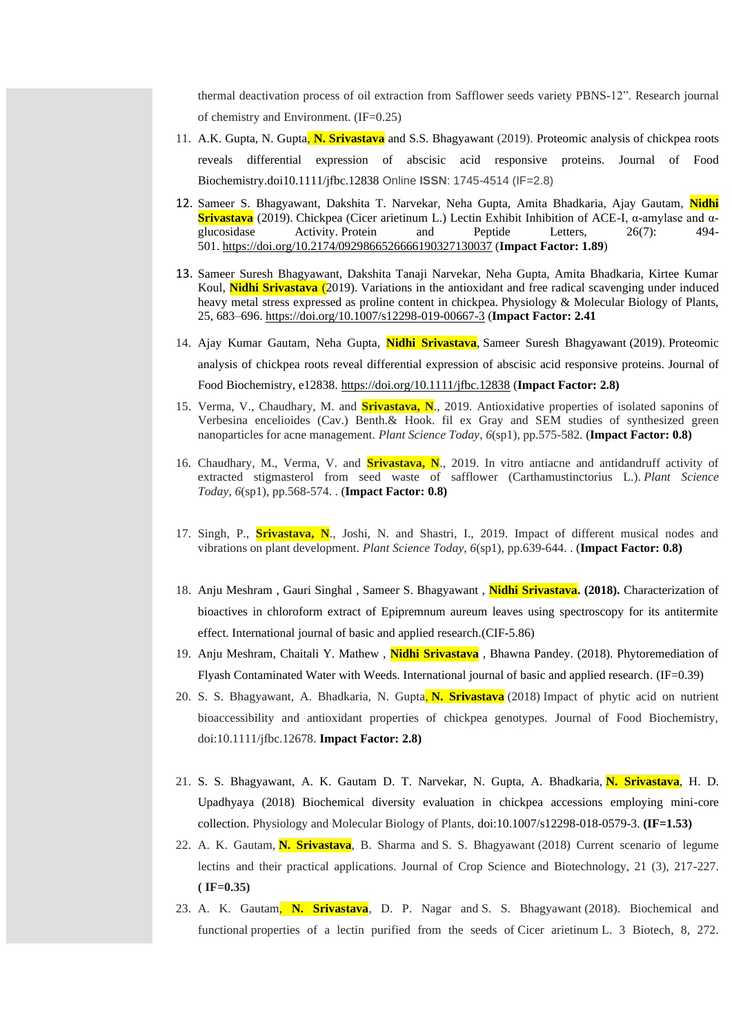thermal deactivation process of oil extraction from Safflower seeds variety PBNS-12". Research journal of chemistry and Environment. (IF=0.25)

11. A.K. Gupta, N. Gupta, **N. Srivastava** and S.S. Bhagyawant (2019). Proteomic analysis of chickpea roots reveals differential expression of abscisic acid responsive proteins. Journal of Food Biochemistry.doi10.1111/jfbc.12838 Online **ISSN**: 1745-4514 (IF=2.8)
12. Sameer S. Bhagyawant, Dakshita T. Narvekar, Neha Gupta, Amita Bhadkaria, Ajay Gautam, **Nidhi Srivastava** (2019). Chickpea (Cicer arietinum L.) Lectin Exhibit Inhibition of ACE-I, α-amylase and α-glucosidase Activity. Protein and Peptide Letters, 26(7): 494-501. https://doi.org/10.2174/0929866526666190327130037 (**Impact Factor: 1.89**)
13. Sameer Suresh Bhagyawant, Dakshita Tanaji Narvekar, Neha Gupta, Amita Bhadkaria, Kirtee Kumar Koul, **Nidhi Srivastava** (2019). Variations in the antioxidant and free radical scavenging under induced heavy metal stress expressed as proline content in chickpea. Physiology & Molecular Biology of Plants, 25, 683–696. https://doi.org/10.1007/s12298-019-00667-3 (**Impact Factor: 2.41**
14. Ajay Kumar Gautam, Neha Gupta, **Nidhi Srivastava**, Sameer Suresh Bhagyawant (2019). Proteomic analysis of chickpea roots reveal differential expression of abscisic acid responsive proteins. Journal of Food Biochemistry, e12838. https://doi.org/10.1111/jfbc.12838 (**Impact Factor: 2.8)**
15. Verma, V., Chaudhary, M. and **Srivastava, N**., 2019. Antioxidative properties of isolated saponins of Verbesina encelioides (Cav.) Benth.& Hook. fil ex Gray and SEM studies of synthesized green nanoparticles for acne management. *Plant Science Today*, *6*(sp1), pp.575-582. (**Impact Factor: 0.8)**
16. Chaudhary, M., Verma, V. and **Srivastava, N**., 2019. In vitro antiacne and antidandruff activity of extracted stigmasterol from seed waste of safflower (Carthamustinctorius L.). *Plant Science Today*, *6*(sp1), pp.568-574. . (**Impact Factor: 0.8)**
17. Singh, P., **Srivastava, N**., Joshi, N. and Shastri, I., 2019. Impact of different musical nodes and vibrations on plant development. *Plant Science Today*, *6*(sp1), pp.639-644. . (**Impact Factor: 0.8)**
18. Anju Meshram , Gauri Singhal , Sameer S. Bhagyawant , **Nidhi Srivastava. (2018).** Characterization of bioactives in chloroform extract of Epipremnum aureum leaves using spectroscopy for its antitermite effect. International journal of basic and applied research.(CIF-5.86)
19. Anju Meshram, Chaitali Y. Mathew , **Nidhi Srivastava** , Bhawna Pandey. (2018). Phytoremediation of Flyash Contaminated Water with Weeds. International journal of basic and applied research. (IF=0.39)
20. S. S. Bhagyawant, A. Bhadkaria, N. Gupta, **N. Srivastava** (2018) Impact of phytic acid on nutrient bioaccessibility and antioxidant properties of chickpea genotypes. Journal of Food Biochemistry, doi:10.1111/jfbc.12678. **Impact Factor: 2.8)**
21. S. S. Bhagyawant, A. K. Gautam D. T. Narvekar, N. Gupta, A. Bhadkaria, **N. Srivastava**, H. D. Upadhyaya (2018) Biochemical diversity evaluation in chickpea accessions employing mini-core collection. Physiology and Molecular Biology of Plants, doi:10.1007/s12298-018-0579-3. **(IF=1.53)**
22. A. K. Gautam, **N. Srivastava**, B. Sharma and S. S. Bhagyawant (2018) Current scenario of legume lectins and their practical applications. Journal of Crop Science and Biotechnology, 21 (3), 217-227. **( IF=0.35)**
23. A. K. Gautam, **N. Srivastava**, D. P. Nagar and S. S. Bhagyawant (2018). Biochemical and functional properties of a lectin purified from the seeds of Cicer arietinum L. 3 Biotech, 8, 272.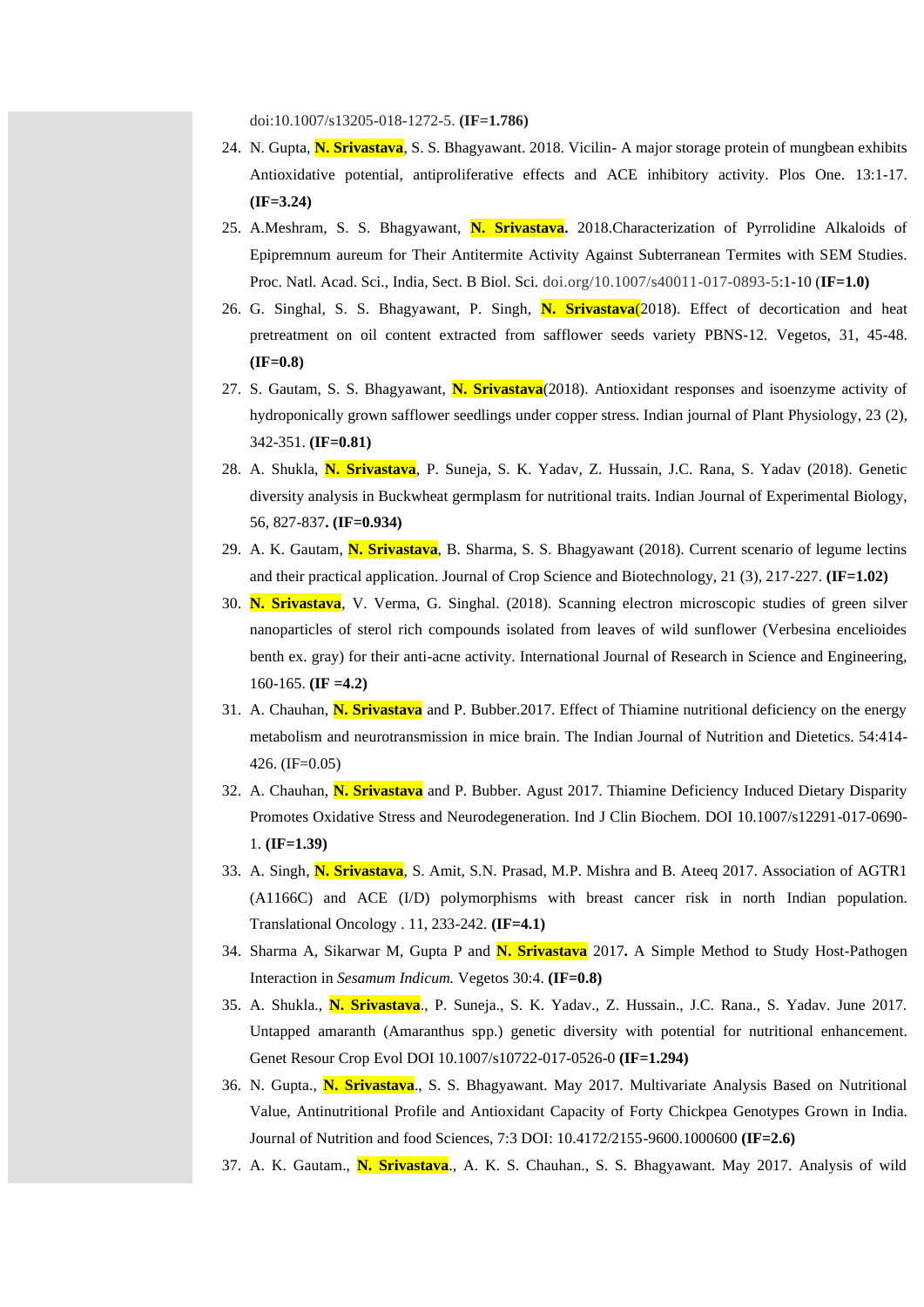doi:10.1007/s13205-018-1272-5. **(IF=1.786)**

24. N. Gupta, **N. Srivastava**, S. S. Bhagyawant. 2018. Vicilin- A major storage protein of mungbean exhibits Antioxidative potential, antiproliferative effects and ACE inhibitory activity. Plos One. 13:1-17. **(IF=3.24)**
25. A.Meshram, S. S. Bhagyawant, **N. Srivastava.** 2018.Characterization of Pyrrolidine Alkaloids of Epipremnum aureum for Their Antitermite Activity Against Subterranean Termites with SEM Studies. Proc. Natl. Acad. Sci., India, Sect. B Biol. Sci. doi.org/10.1007/s40011-017-0893-5:1-10 **(IF=1.0)**
26. G. Singhal, S. S. Bhagyawant, P. Singh, **N. Srivastava**(2018). Effect of decortication and heat pretreatment on oil content extracted from safflower seeds variety PBNS-12. Vegetos, 31, 45-48. **(IF=0.8)**
27. S. Gautam, S. S. Bhagyawant, **N. Srivastava**(2018). Antioxidant responses and isoenzyme activity of hydroponically grown safflower seedlings under copper stress. Indian journal of Plant Physiology, 23 (2), 342-351. **(IF=0.81)**
28. A. Shukla, **N. Srivastava**, P. Suneja, S. K. Yadav, Z. Hussain, J.C. Rana, S. Yadav (2018). Genetic diversity analysis in Buckwheat germplasm for nutritional traits. Indian Journal of Experimental Biology, 56, 827-837**. (IF=0.934)**
29. A. K. Gautam, **N. Srivastava**, B. Sharma, S. S. Bhagyawant (2018). Current scenario of legume lectins and their practical application. Journal of Crop Science and Biotechnology, 21 (3), 217-227. **(IF=1.02)**
30. **N. Srivastava**, V. Verma, G. Singhal. (2018). Scanning electron microscopic studies of green silver nanoparticles of sterol rich compounds isolated from leaves of wild sunflower (Verbesina encelioides benth ex. gray) for their anti-acne activity. International Journal of Research in Science and Engineering, 160-165. **(IF =4.2)**
31. A. Chauhan, **N. Srivastava** and P. Bubber.2017. Effect of Thiamine nutritional deficiency on the energy metabolism and neurotransmission in mice brain. The Indian Journal of Nutrition and Dietetics. 54:414-426. (IF=0.05)
32. A. Chauhan, **N. Srivastava** and P. Bubber. Agust 2017. Thiamine Deficiency Induced Dietary Disparity Promotes Oxidative Stress and Neurodegeneration. Ind J Clin Biochem. DOI 10.1007/s12291-017-0690-1. **(IF=1.39)**
33. A. Singh, **N. Srivastava**, S. Amit, S.N. Prasad, M.P. Mishra and B. Ateeq 2017. Association of AGTR1 (A1166C) and ACE (I/D) polymorphisms with breast cancer risk in north Indian population. Translational Oncology . 11, 233-242. **(IF=4.1)**
34. Sharma A, Sikarwar M, Gupta P and **N. Srivastava** 2017**.** A Simple Method to Study Host-Pathogen Interaction in *Sesamum Indicum.* Vegetos 30:4. **(IF=0.8)**
35. A. Shukla., **N. Srivastava**., P. Suneja., S. K. Yadav., Z. Hussain., J.C. Rana., S. Yadav. June 2017. Untapped amaranth (Amaranthus spp.) genetic diversity with potential for nutritional enhancement. Genet Resour Crop Evol DOI 10.1007/s10722-017-0526-0 **(IF=1.294)**
36. N. Gupta., **N. Srivastava**., S. S. Bhagyawant. May 2017. Multivariate Analysis Based on Nutritional Value, Antinutritional Profile and Antioxidant Capacity of Forty Chickpea Genotypes Grown in India. Journal of Nutrition and food Sciences, 7:3 DOI: 10.4172/2155-9600.1000600 **(IF=2.6)**
37. A. K. Gautam., **N. Srivastava**., A. K. S. Chauhan., S. S. Bhagyawant. May 2017. Analysis of wild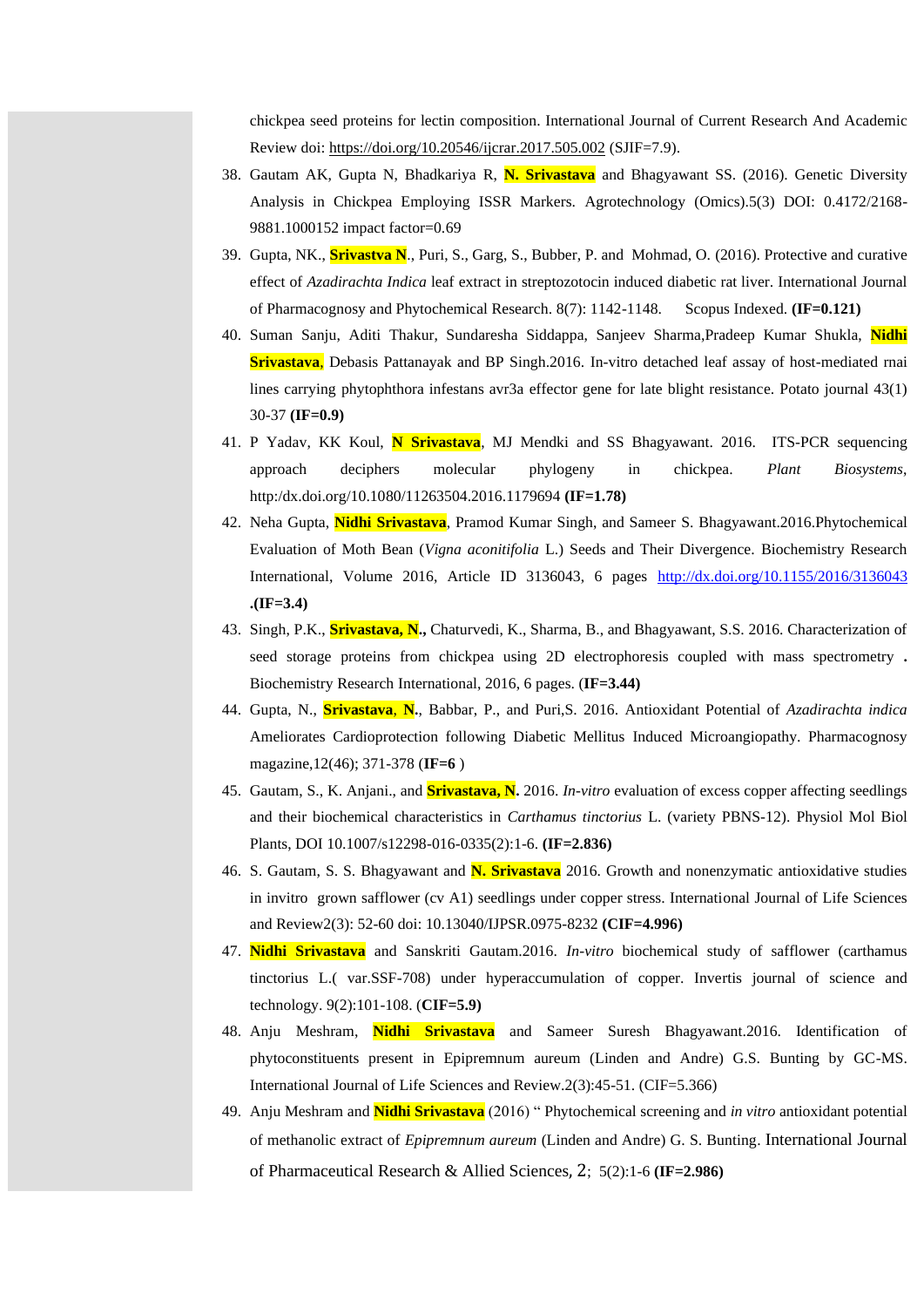chickpea seed proteins for lectin composition. International Journal of Current Research And Academic Review doi: https://doi.org/10.20546/ijcrar.2017.505.002 (SJIF=7.9).

38. Gautam AK, Gupta N, Bhadkariya R, **N. Srivastava** and Bhagyawant SS. (2016). Genetic Diversity Analysis in Chickpea Employing ISSR Markers. Agrotechnology (Omics).5(3) DOI: 0.4172/2168-9881.1000152 impact factor=0.69
39. Gupta, NK., **Srivastva N**., Puri, S., Garg, S., Bubber, P. and Mohmad, O. (2016). Protective and curative effect of *Azadirachta Indica* leaf extract in streptozotocin induced diabetic rat liver. International Journal of Pharmacognosy and Phytochemical Research. 8(7): 1142-1148. Scopus Indexed. **(IF=0.121)**
40. Suman Sanju, Aditi Thakur, Sundaresha Siddappa, Sanjeev Sharma,Pradeep Kumar Shukla, **Nidhi Srivastava**, Debasis Pattanayak and BP Singh.2016. In-vitro detached leaf assay of host-mediated rnai lines carrying phytophthora infestans avr3a effector gene for late blight resistance. Potato journal 43(1) 30-37 **(IF=0.9)**
41. P Yadav, KK Koul, **N Srivastava**, MJ Mendki and SS Bhagyawant. 2016. ITS-PCR sequencing approach deciphers molecular phylogeny in chickpea. *Plant Biosystems*, http:/dx.doi.org/10.1080/11263504.2016.1179694 **(IF=1.78)**
42. Neha Gupta, **Nidhi Srivastava**, Pramod Kumar Singh, and Sameer S. Bhagyawant.2016.Phytochemical Evaluation of Moth Bean (*Vigna aconitifolia* L.) Seeds and Their Divergence. Biochemistry Research International, Volume 2016, Article ID 3136043, 6 pages http://dx.doi.org/10.1155/2016/3136043 **.(IF=3.4)**
43. Singh, P.K., **Srivastava, N.,** Chaturvedi, K., Sharma, B., and Bhagyawant, S.S. 2016. Characterization of seed storage proteins from chickpea using 2D electrophoresis coupled with mass spectrometry **.** Biochemistry Research International, 2016, 6 pages. **(IF=3.44)**
44. Gupta, N., **Srivastava**, **N.**, Babbar, P., and Puri,S. 2016. Antioxidant Potential of *Azadirachta indica* Ameliorates Cardioprotection following Diabetic Mellitus Induced Microangiopathy. Pharmacognosy magazine,12(46); 371-378 (**IF=6** )
45. Gautam, S., K. Anjani., and **Srivastava, N.** 2016. *In-vitro* evaluation of excess copper affecting seedlings and their biochemical characteristics in *Carthamus tinctorius* L. (variety PBNS-12). Physiol Mol Biol Plants, DOI 10.1007/s12298-016-0335(2):1-6. **(IF=2.836)**
46. S. Gautam, S. S. Bhagyawant and **N. Srivastava** 2016. Growth and nonenzymatic antioxidative studies in invitro grown safflower (cv A1) seedlings under copper stress. International Journal of Life Sciences and Review2(3): 52-60 doi: 10.13040/IJPSR.0975-8232 **(CIF=4.996)**
47. **Nidhi Srivastava** and Sanskriti Gautam.2016. *In-vitro* biochemical study of safflower (carthamus tinctorius L.( var.SSF-708) under hyperaccumulation of copper. Invertis journal of science and technology. 9(2):101-108. (**CIF=5.9)**
48. Anju Meshram, **Nidhi Srivastava** and Sameer Suresh Bhagyawant.2016. Identification of phytoconstituents present in Epipremnum aureum (Linden and Andre) G.S. Bunting by GC-MS. International Journal of Life Sciences and Review.2(3):45-51. (CIF=5.366)
49. Anju Meshram and **Nidhi Srivastava** (2016) " Phytochemical screening and *in vitro* antioxidant potential of methanolic extract of *Epipremnum aureum* (Linden and Andre) G. S. Bunting. International Journal of Pharmaceutical Research & Allied Sciences, 2; 5(2):1-6 **(IF=2.986)**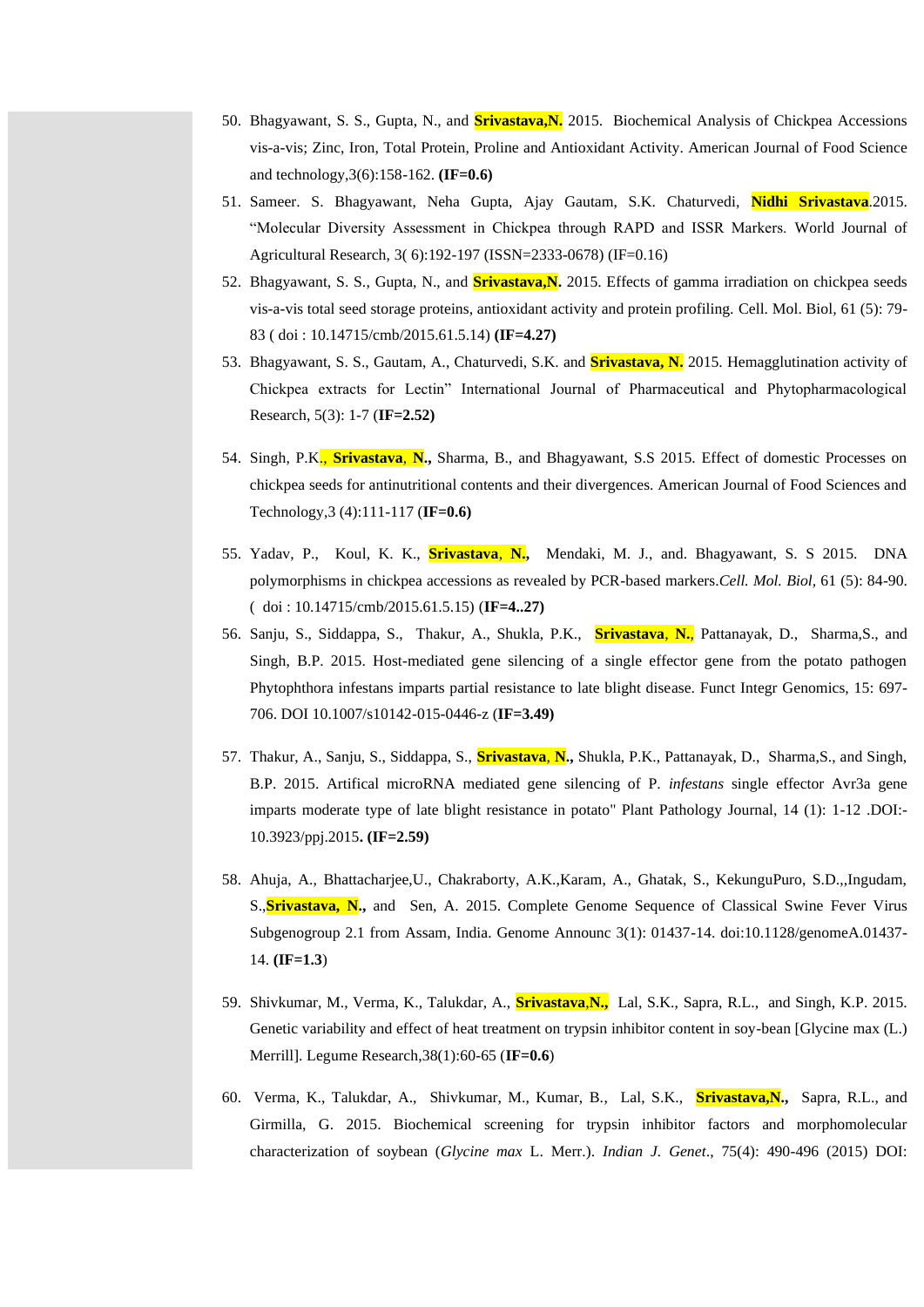50. Bhagyawant, S. S., Gupta, N., and **Srivastava,N.** 2015. Biochemical Analysis of Chickpea Accessions vis-a-vis; Zinc, Iron, Total Protein, Proline and Antioxidant Activity. American Journal of Food Science and technology,3(6):158-162. **(IF=0.6)**
51. Sameer. S. Bhagyawant, Neha Gupta, Ajay Gautam, S.K. Chaturvedi, **Nidhi Srivastava**.2015. "Molecular Diversity Assessment in Chickpea through RAPD and ISSR Markers. World Journal of Agricultural Research, 3( 6):192-197 (ISSN=2333-0678) (IF=0.16)
52. Bhagyawant, S. S., Gupta, N., and **Srivastava,N.** 2015. Effects of gamma irradiation on chickpea seeds vis-a-vis total seed storage proteins, antioxidant activity and protein profiling. Cell. Mol. Biol, 61 (5): 79-83 ( doi : 10.14715/cmb/2015.61.5.14) **(IF=4.27)**
53. Bhagyawant, S. S., Gautam, A., Chaturvedi, S.K. and **Srivastava, N.** 2015. Hemagglutination activity of Chickpea extracts for Lectin" International Journal of Pharmaceutical and Phytopharmacological Research, 5(3): 1-7 (**IF=2.52)**
54. Singh, P.K., **Srivastava, N.,** Sharma, B., and Bhagyawant, S.S 2015. Effect of domestic Processes on chickpea seeds for antinutritional contents and their divergences. American Journal of Food Sciences and Technology,3 (4):111-117 (**IF=0.6)**
55. Yadav, P., Koul, K. K., **Srivastava, N.,** Mendaki, M. J., and. Bhagyawant, S. S 2015. DNA polymorphisms in chickpea accessions as revealed by PCR-based markers.*Cell. Mol. Biol,* 61 (5): 84-90. ( doi : 10.14715/cmb/2015.61.5.15) (**IF=4..27)**
56. Sanju, S., Siddappa, S., Thakur, A., Shukla, P.K., **Srivastava, N.,** Pattanayak, D., Sharma,S., and Singh, B.P. 2015. Host-mediated gene silencing of a single effector gene from the potato pathogen Phytophthora infestans imparts partial resistance to late blight disease. Funct Integr Genomics, 15: 697-706. DOI 10.1007/s10142-015-0446-z (**IF=3.49)**
57. Thakur, A., Sanju, S., Siddappa, S., **Srivastava, N.,** Shukla, P.K., Pattanayak, D., Sharma,S., and Singh, B.P. 2015. Artifical microRNA mediated gene silencing of P. *infestans* single effector Avr3a gene imparts moderate type of late blight resistance in potato" Plant Pathology Journal, 14 (1): 1-12 .DOI:-10.3923/ppj.2015**. (IF=2.59)**
58. Ahuja, A., Bhattacharjee,U., Chakraborty, A.K.,Karam, A., Ghatak, S., KekunguPuro, S.D.,,Ingudam, S.,**Srivastava, N.,** and Sen, A. 2015. Complete Genome Sequence of Classical Swine Fever Virus Subgenogroup 2.1 from Assam, India. Genome Announc 3(1): 01437-14. doi:10.1128/genomeA.01437-14. **(IF=1.3**)
59. Shivkumar, M., Verma, K., Talukdar, A., **Srivastava,N.,** Lal, S.K., Sapra, R.L., and Singh, K.P. 2015. Genetic variability and effect of heat treatment on trypsin inhibitor content in soy-bean [Glycine max (L.) Merrill]. Legume Research,38(1):60-65 (**IF=0.6**)
60. Verma, K., Talukdar, A., Shivkumar, M., Kumar, B., Lal, S.K., **Srivastava,N.,** Sapra, R.L., and Girmilla, G. 2015. Biochemical screening for trypsin inhibitor factors and morphomolecular characterization of soybean (*Glycine max* L. Merr.). *Indian J. Genet*., 75(4): 490-496 (2015) DOI: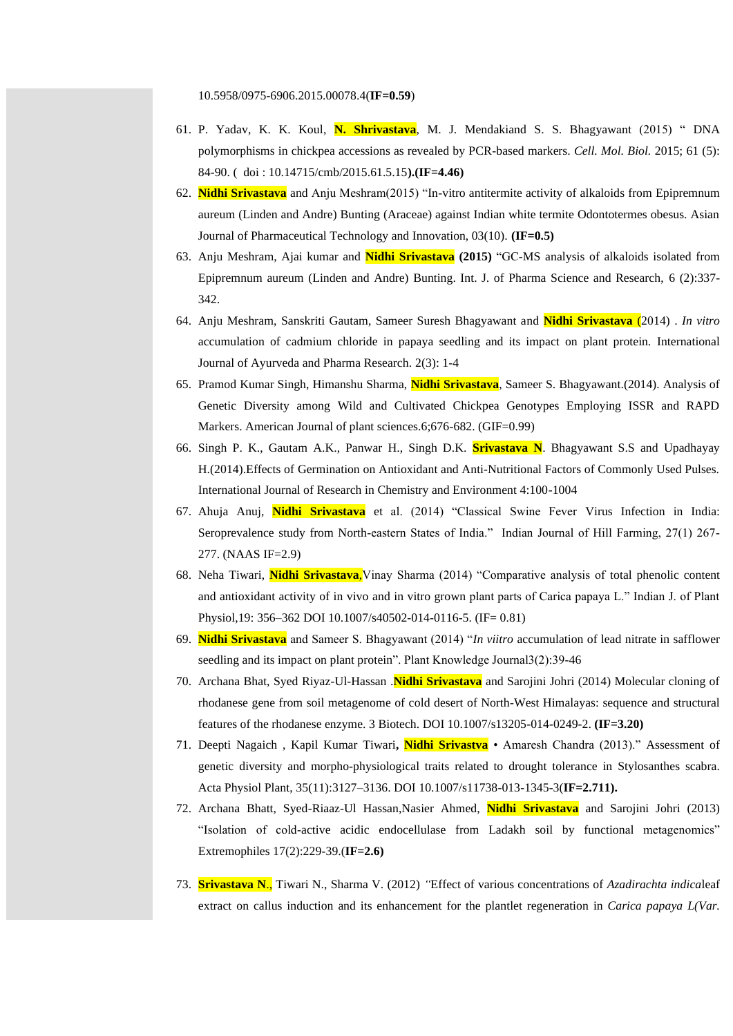10.5958/0975-6906.2015.00078.4(**IF=0.59**)

61. P. Yadav, K. K. Koul, **N. Shrivastava**, M. J. Mendakiand S. S. Bhagyawant (2015) " DNA polymorphisms in chickpea accessions as revealed by PCR-based markers. *Cell. Mol. Biol.* 2015; 61 (5): 84-90. ( doi : 10.14715/cmb/2015.61.5.15**).(IF=4.46)**
62. **Nidhi Srivastava** and Anju Meshram(2015) "In-vitro antitermite activity of alkaloids from Epipremnum aureum (Linden and Andre) Bunting (Araceae) against Indian white termite Odontotermes obesus. Asian Journal of Pharmaceutical Technology and Innovation, 03(10). **(IF=0.5)**
63. Anju Meshram, Ajai kumar and **Nidhi Srivastava (2015)** "GC-MS analysis of alkaloids isolated from Epipremnum aureum (Linden and Andre) Bunting. Int. J. of Pharma Science and Research, 6 (2):337-342.
64. Anju Meshram, Sanskriti Gautam, Sameer Suresh Bhagyawant and **Nidhi Srivastava** (2014) . *In vitro* accumulation of cadmium chloride in papaya seedling and its impact on plant protein. International Journal of Ayurveda and Pharma Research. 2(3): 1-4
65. Pramod Kumar Singh, Himanshu Sharma, **Nidhi Srivastava**, Sameer S. Bhagyawant.(2014). Analysis of Genetic Diversity among Wild and Cultivated Chickpea Genotypes Employing ISSR and RAPD Markers. American Journal of plant sciences.6;676-682. (GIF=0.99)
66. Singh P. K., Gautam A.K., Panwar H., Singh D.K. **Srivastava N**. Bhagyawant S.S and Upadhayay H.(2014).Effects of Germination on Antioxidant and Anti-Nutritional Factors of Commonly Used Pulses. International Journal of Research in Chemistry and Environment 4:100-1004
67. Ahuja Anuj, **Nidhi Srivastava** et al. (2014) "Classical Swine Fever Virus Infection in India: Seroprevalence study from North-eastern States of India." Indian Journal of Hill Farming, 27(1) 267-277. (NAAS IF=2.9)
68. Neha Tiwari, **Nidhi Srivastava,**Vinay Sharma (2014) "Comparative analysis of total phenolic content and antioxidant activity of in vivo and in vitro grown plant parts of Carica papaya L." Indian J. of Plant Physiol,19: 356–362 DOI 10.1007/s40502-014-0116-5. (IF= 0.81)
69. **Nidhi Srivastava** and Sameer S. Bhagyawant (2014) "*In viitro* accumulation of lead nitrate in safflower seedling and its impact on plant protein". Plant Knowledge Journal3(2):39-46
70. Archana Bhat, Syed Riyaz-Ul-Hassan .**Nidhi Srivastava** and Sarojini Johri (2014) Molecular cloning of rhodanese gene from soil metagenome of cold desert of North-West Himalayas: sequence and structural features of the rhodanese enzyme. 3 Biotech. DOI 10.1007/s13205-014-0249-2. **(IF=3.20)**
71. Deepti Nagaich , Kapil Kumar Tiwari**, Nidhi Srivastva** • Amaresh Chandra (2013)." Assessment of genetic diversity and morpho-physiological traits related to drought tolerance in Stylosanthes scabra. Acta Physiol Plant, 35(11):3127–3136. DOI 10.1007/s11738-013-1345-3(**IF=2.711).**
72. Archana Bhatt, Syed-Riaaz-Ul Hassan,Nasier Ahmed, **Nidhi Srivastava** and Sarojini Johri (2013) "Isolation of cold-active acidic endocellulase from Ladakh soil by functional metagenomics" Extremophiles 17(2):229-39.(**IF=2.6)**
73. **Srivastava N**., Tiwari N., Sharma V. (2012) *"*Effect of various concentrations of *Azadirachta indica*leaf extract on callus induction and its enhancement for the plantlet regeneration in *Carica papaya L(Var.*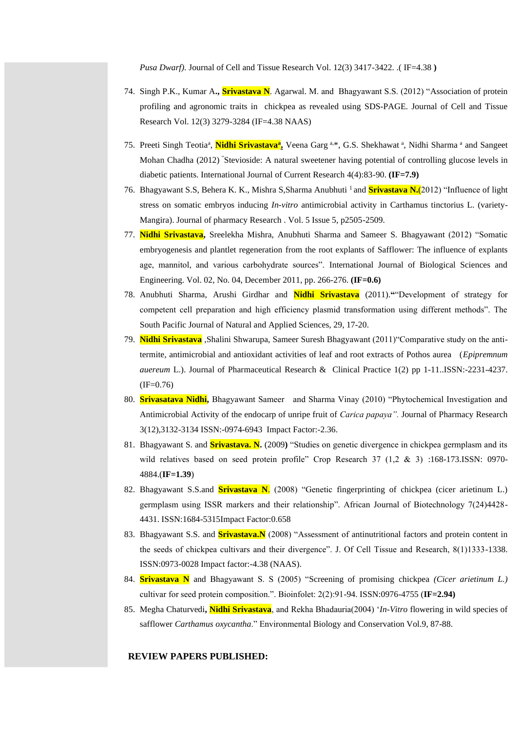*Pusa Dwarf).* Journal of Cell and Tissue Research Vol. 12(3) 3417-3422. .( IF=4.38 **)**

74. Singh P.K., Kumar A**.,** **Srivastava N**. Agarwal. M. and Bhagyawant S.S. (2012) "Association of protein profiling and agronomic traits in chickpea as revealed using SDS-PAGE. Journal of Cell and Tissue Research Vol. 12(3) 3279-3284 (IF=4.38 NAAS)

75. Preeti Singh Teotia[a], **Nidhi Srivastava[a],** Veena Garg [a,*], G.S. Shekhawat [a], Nidhi Sharma [a] and Sangeet Mohan Chadha (2012) "Stevioside: A natural sweetener having potential of controlling glucose levels in diabetic patients. International Journal of Current Research 4(4):83-90. **(IF=7.9)**

76. Bhagyawant S.S, Behera K. K., Mishra S,Sharma Anubhuti [1] and **Srivastava N.**(2012) "Influence of light stress on somatic embryos inducing *In-vitro* antimicrobial activity in Carthamus tinctorius L. (variety-Mangira). Journal of pharmacy Research . Vol. 5 Issue 5, p2505-2509.

77. **Nidhi Srivastava,** Sreelekha Mishra, Anubhuti Sharma and Sameer S. Bhagyawant (2012) "Somatic embryogenesis and plantlet regeneration from the root explants of Safflower: The influence of explants age, mannitol, and various carbohydrate sources". International Journal of Biological Sciences and Engineering. Vol. 02, No. 04, December 2011, pp. 266-276. **(IF=0.6)**

78. Anubhuti Sharma, Arushi Girdhar and **Nidhi Srivastava** (2011).**"**"Development of strategy for competent cell preparation and high efficiency plasmid transformation using different methods". The South Pacific Journal of Natural and Applied Sciences, 29, 17-20.

79. **Nidhi Srivastava** ,Shalini Shwarupa, Sameer Suresh Bhagyawant (2011)"Comparative study on the anti-termite, antimicrobial and antioxidant activities of leaf and root extracts of Pothos aurea (*Epipremnum auereum* L.). Journal of Pharmaceutical Research & Clinical Practice 1(2) pp 1-11..ISSN:-2231-4237. (IF=0.76)

80. **Srivasatava Nidhi,** Bhagyawant Sameer and Sharma Vinay (2010) "Phytochemical Investigation and Antimicrobial Activity of the endocarp of unripe fruit of *Carica papaya".* Journal of Pharmacy Research 3(12),3132-3134 ISSN:-0974-6943 Impact Factor:-2.36.

81. Bhagyawant S. and **Srivastava. N.** (2009**)** "Studies on genetic divergence in chickpea germplasm and its wild relatives based on seed protein profile" Crop Research 37 (1,2 & 3) :168-173.ISSN: 0970-4884.(**IF=1.39**)

82. Bhagyawant S.S.and **Srivastava N**. (2008) "Genetic fingerprinting of chickpea (cicer arietinum L.) germplasm using ISSR markers and their relationship". African Journal of Biotechnology 7(24)4428-4431. ISSN:1684-5315Impact Factor:0.658

83. Bhagyawant S.S. and **Srivastava.N** (2008) "Assessment of antinutritional factors and protein content in the seeds of chickpea cultivars and their divergence". J. Of Cell Tissue and Research, 8(1)1333-1338. ISSN:0973-0028 Impact factor:-4.38 (NAAS).

84. **Srivastava N** and Bhagyawant S. S (2005) "Screening of promising chickpea *(Cicer arietinum L.)* cultivar for seed protein composition.". Bioinfolet: 2(2):91-94. ISSN:0976-4755 (**IF=2.94)**

85. Megha Chaturvedi**, Nidhi Srivastava**, and Rekha Bhadauria(2004) '*In-Vitro* flowering in wild species of safflower *Carthamus oxycantha*." Environmental Biology and Conservation Vol.9, 87-88.

**REVIEW PAPERS PUBLISHED:**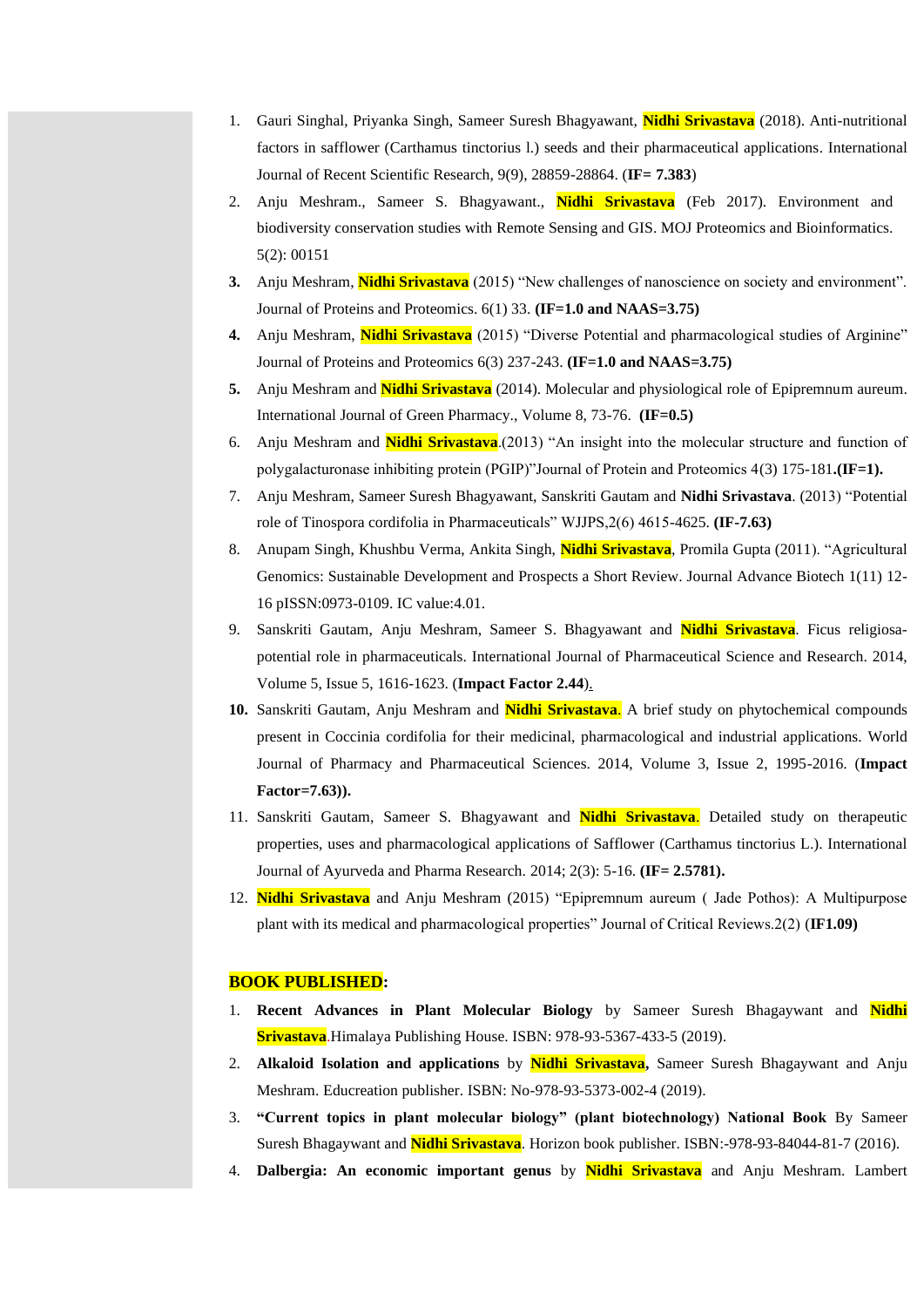1. Gauri Singhal, Priyanka Singh, Sameer Suresh Bhagyawant, **Nidhi Srivastava** (2018). Anti-nutritional factors in safflower (Carthamus tinctorius l.) seeds and their pharmaceutical applications. International Journal of Recent Scientific Research, 9(9), 28859-28864. (**IF= 7.383**)
2. Anju Meshram., Sameer S. Bhagyawant., **Nidhi Srivastava** (Feb 2017). Environment and biodiversity conservation studies with Remote Sensing and GIS. MOJ Proteomics and Bioinformatics. 5(2): 00151
3. Anju Meshram, **Nidhi Srivastava** (2015) "New challenges of nanoscience on society and environment". Journal of Proteins and Proteomics. 6(1) 33. **(IF=1.0 and NAAS=3.75)**
4. Anju Meshram, **Nidhi Srivastava** (2015) "Diverse Potential and pharmacological studies of Arginine" Journal of Proteins and Proteomics 6(3) 237-243. **(IF=1.0 and NAAS=3.75)**
5. Anju Meshram and **Nidhi Srivastava** (2014). Molecular and physiological role of Epipremnum aureum. International Journal of Green Pharmacy., Volume 8, 73-76. **(IF=0.5)**
6. Anju Meshram and **Nidhi Srivastava**.(2013) "An insight into the molecular structure and function of polygalacturonase inhibiting protein (PGIP)"Journal of Protein and Proteomics 4(3) 175-181**.(IF=1).**
7. Anju Meshram, Sameer Suresh Bhagyawant, Sanskriti Gautam and **Nidhi Srivastava**. (2013) "Potential role of Tinospora cordifolia in Pharmaceuticals" WJJPS,2(6) 4615-4625. **(IF-7.63)**
8. Anupam Singh, Khushbu Verma, Ankita Singh, **Nidhi Srivastava**, Promila Gupta (2011). "Agricultural Genomics: Sustainable Development and Prospects a Short Review. Journal Advance Biotech 1(11) 12-16 pISSN:0973-0109. IC value:4.01.
9. Sanskriti Gautam, Anju Meshram, Sameer S. Bhagyawant and **Nidhi Srivastava**. Ficus religiosa-potential role in pharmaceuticals. International Journal of Pharmaceutical Science and Research. 2014, Volume 5, Issue 5, 1616-1623. (**Impact Factor 2.44**).
10. Sanskriti Gautam, Anju Meshram and **Nidhi Srivastava**. A brief study on phytochemical compounds present in Coccinia cordifolia for their medicinal, pharmacological and industrial applications. World Journal of Pharmacy and Pharmaceutical Sciences. 2014, Volume 3, Issue 2, 1995-2016. (**Impact Factor=7.63)).**
11. Sanskriti Gautam, Sameer S. Bhagyawant and **Nidhi Srivastava**. Detailed study on therapeutic properties, uses and pharmacological applications of Safflower (Carthamus tinctorius L.). International Journal of Ayurveda and Pharma Research. 2014; 2(3): 5-16. **(IF= 2.5781).**
12. **Nidhi Srivastava** and Anju Meshram (2015) "Epipremnum aureum ( Jade Pothos): A Multipurpose plant with its medical and pharmacological properties" Journal of Critical Reviews.2(2) (**IF1.09**)

**BOOK PUBLISHED:**

1. **Recent Advances in Plant Molecular Biology** by Sameer Suresh Bhagaywant and **Nidhi Srivastava**.Himalaya Publishing House. ISBN: 978-93-5367-433-5 (2019).
2. **Alkaloid Isolation and applications** by **Nidhi Srivastava,** Sameer Suresh Bhagaywant and Anju Meshram. Educreation publisher. ISBN: No-978-93-5373-002-4 (2019).
3. **"Current topics in plant molecular biology" (plant biotechnology) National Book** By Sameer Suresh Bhagaywant and **Nidhi Srivastava**. Horizon book publisher. ISBN:-978-93-84044-81-7 (2016).
4. **Dalbergia: An economic important genus** by **Nidhi Srivastava** and Anju Meshram. Lambert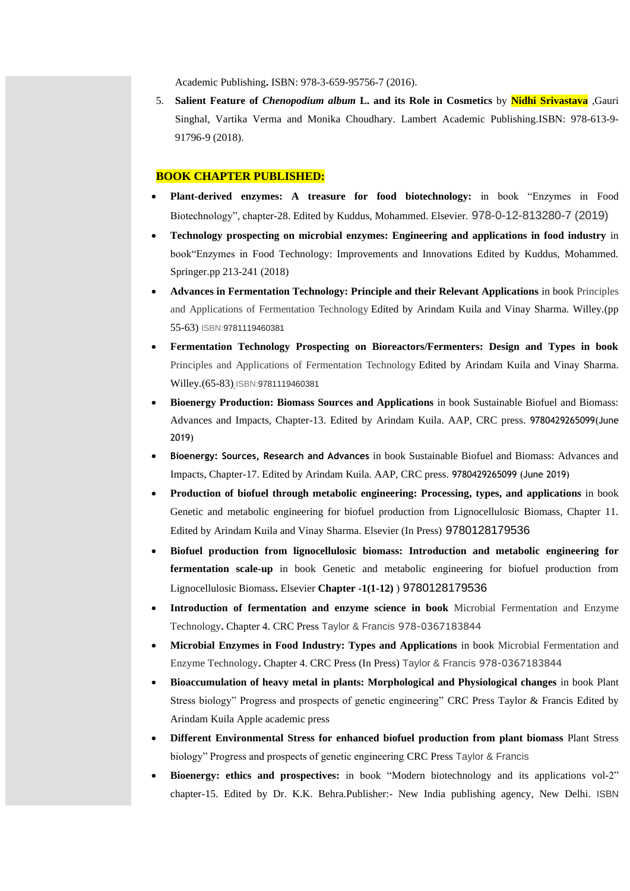Academic Publishing**.** ISBN: 978-3-659-95756-7 (2016).

5. **Salient Feature of *Chenopodium album* L. and its Role in Cosmetics** by **Nidhi Srivastava** ,Gauri Singhal, Vartika Verma and Monika Choudhary. Lambert Academic Publishing.ISBN: 978-613-9-91796-9 (2018).

**BOOK CHAPTER PUBLISHED:**

- **Plant-derived enzymes: A treasure for food biotechnology:** in book "Enzymes in Food Biotechnology", chapter-28. Edited by Kuddus, Mohammed. Elsevier. 978-0-12-813280-7 (2019)
- **Technology prospecting on microbial enzymes: Engineering and applications in food industry** in book"Enzymes in Food Technology: Improvements and Innovations Edited by Kuddus, Mohammed. Springer.pp 213-241 (2018)
- **Advances in Fermentation Technology: Principle and their Relevant Applications** in book Principles and Applications of Fermentation Technology Edited by Arindam Kuila and Vinay Sharma. Willey.(pp 55-63) ISBN:9781119460381
- **Fermentation Technology Prospecting on Bioreactors/Fermenters: Design and Types in book** Principles and Applications of Fermentation Technology Edited by Arindam Kuila and Vinay Sharma. Willey.(65-83) ISBN:9781119460381
- **Bioenergy Production: Biomass Sources and Applications** in book Sustainable Biofuel and Biomass: Advances and Impacts, Chapter-13. Edited by Arindam Kuila. AAP, CRC press. 9780429265099(June 2019)
- **Bioenergy: Sources, Research and Advances** in book Sustainable Biofuel and Biomass: Advances and Impacts, Chapter-17. Edited by Arindam Kuila. AAP, CRC press. 9780429265099 (June 2019)
- **Production of biofuel through metabolic engineering: Processing, types, and applications** in book Genetic and metabolic engineering for biofuel production from Lignocellulosic Biomass, Chapter 11. Edited by Arindam Kuila and Vinay Sharma. Elsevier (In Press) 9780128179536
- **Biofuel production from lignocellulosic biomass: Introduction and metabolic engineering for fermentation scale-up** in book Genetic and metabolic engineering for biofuel production from Lignocellulosic Biomass**.** Elsevier **Chapter -1(1-12)** ) 9780128179536
- **Introduction of fermentation and enzyme science in book** Microbial Fermentation and Enzyme Technology**.** Chapter 4. CRC Press Taylor & Francis 978-0367183844
- **Microbial Enzymes in Food Industry: Types and Applications** in book Microbial Fermentation and Enzyme Technology**.** Chapter 4. CRC Press (In Press) Taylor & Francis 978-0367183844
- **Bioaccumulation of heavy metal in plants: Morphological and Physiological changes** in book Plant Stress biology" Progress and prospects of genetic engineering" CRC Press Taylor & Francis Edited by Arindam Kuila Apple academic press
- **Different Environmental Stress for enhanced biofuel production from plant biomass** Plant Stress biology" Progress and prospects of genetic engineering CRC Press Taylor & Francis
- **Bioenergy: ethics and prospectives:** in book "Modern biotechnology and its applications vol-2" chapter-15. Edited by Dr. K.K. Behra.Publisher:- New India publishing agency, New Delhi. ISBN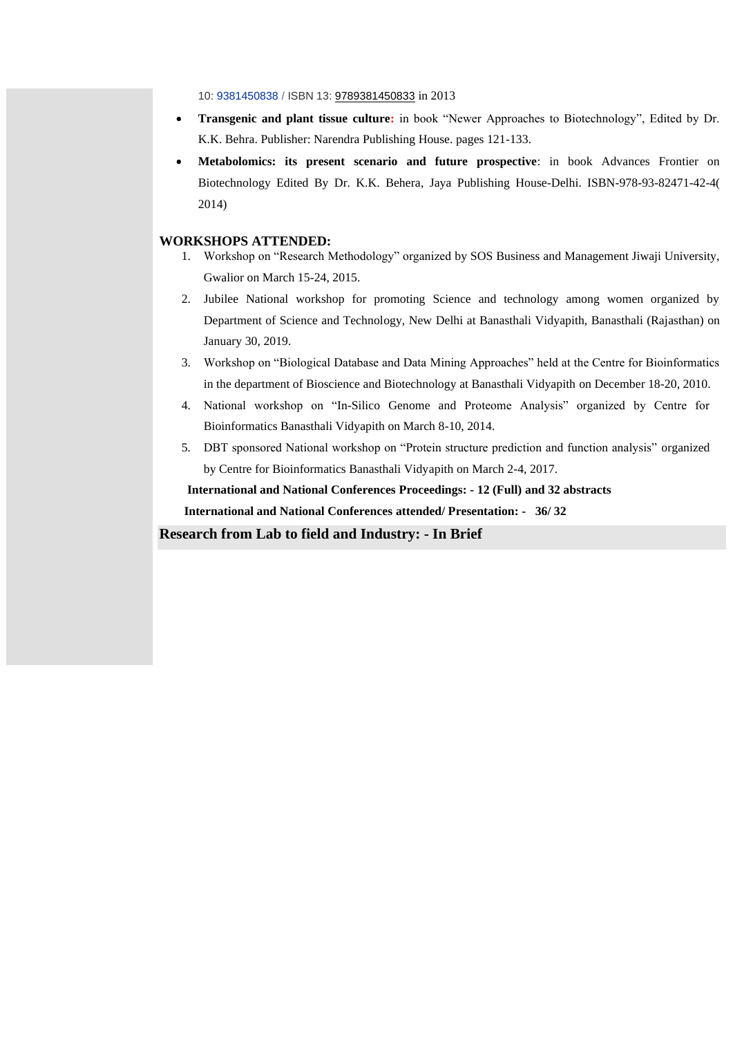10: 9381450838 / ISBN 13: 9789381450833 in 2013

- **Transgenic and plant tissue culture:** in book "Newer Approaches to Biotechnology", Edited by Dr. K.K. Behra. Publisher: Narendra Publishing House. pages 121-133.
- **Metabolomics: its present scenario and future prospective**: in book Advances Frontier on Biotechnology Edited By Dr. K.K. Behera, Jaya Publishing House-Delhi. ISBN-978-93-82471-42-4( 2014)

**WORKSHOPS ATTENDED:**

1. Workshop on "Research Methodology" organized by SOS Business and Management Jiwaji University, Gwalior on March 15-24, 2015.
2. Jubilee National workshop for promoting Science and technology among women organized by Department of Science and Technology, New Delhi at Banasthali Vidyapith, Banasthali (Rajasthan) on January 30, 2019.
3. Workshop on "Biological Database and Data Mining Approaches" held at the Centre for Bioinformatics in the department of Bioscience and Biotechnology at Banasthali Vidyapith on December 18-20, 2010.
4. National workshop on "In-Silico Genome and Proteome Analysis" organized by Centre for Bioinformatics Banasthali Vidyapith on March 8-10, 2014.
5. DBT sponsored National workshop on "Protein structure prediction and function analysis" organized by Centre for Bioinformatics Banasthali Vidyapith on March 2-4, 2017.

**International and National Conferences Proceedings: - 12 (Full) and 32 abstracts**

**International and National Conferences attended/ Presentation: - 36/ 32**

**Research from Lab to field and Industry: - In Brief**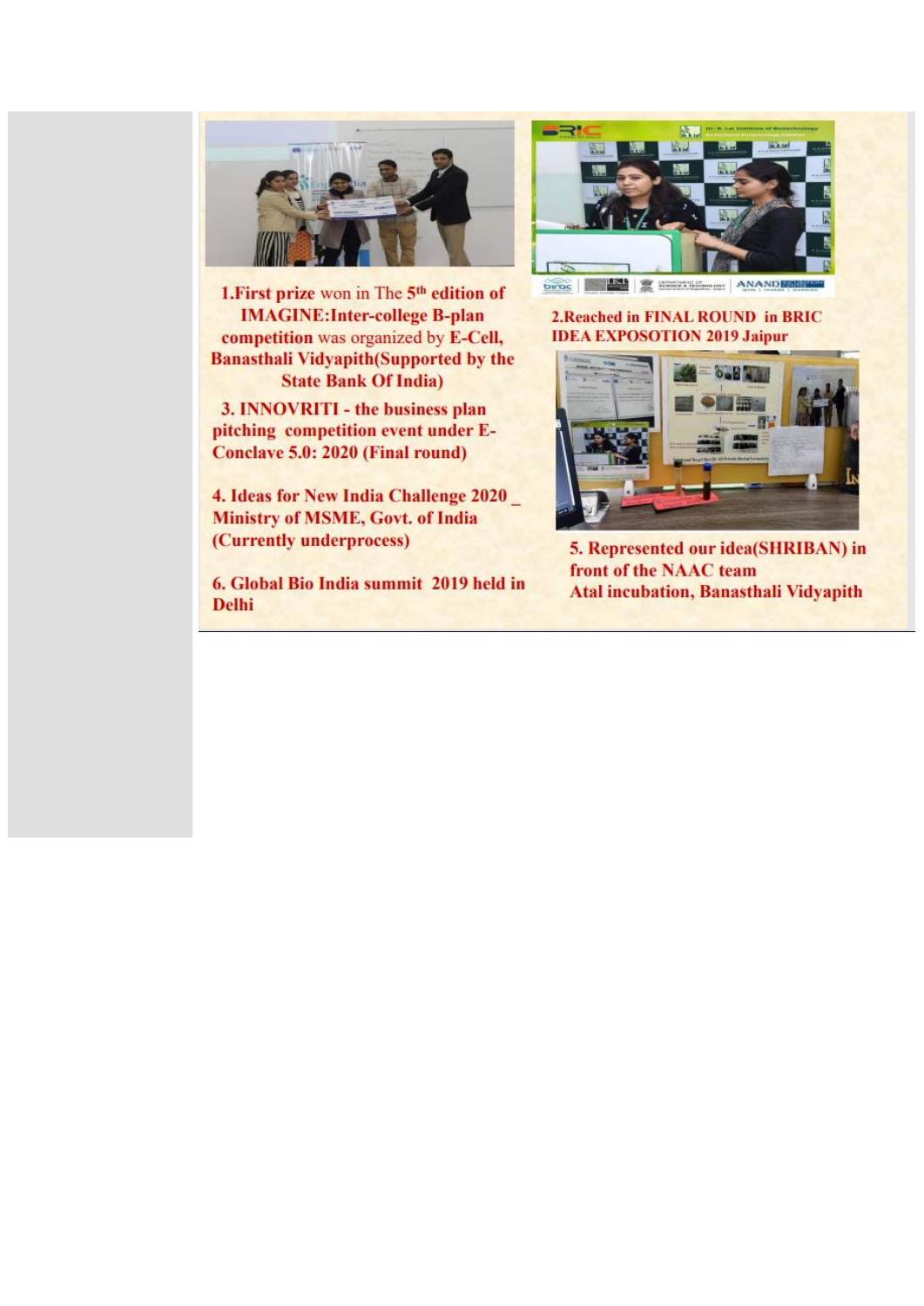1.**First prize** won in The 5th edition of **IMAGINE:Inter-college B-plan competition** was organized by **E-Cell, Banasthali Vidyapith(Supported by the State Bank Of India)**

2.Reached in FINAL ROUND in BRIC IDEA EXPOSOTION 2019 Jaipur

3. INNOVRITI - the business plan pitching competition event under E-Conclave 5.0: 2020 (Final round)

4. Ideas for New India Challenge 2020 _ Ministry of MSME, Govt. of India (Currently underprocess)

5. Represented our idea(SHRIBAN) in front of the NAAC team Atal incubation, Banasthali Vidyapith

6. Global Bio India summit 2019 held in Delhi